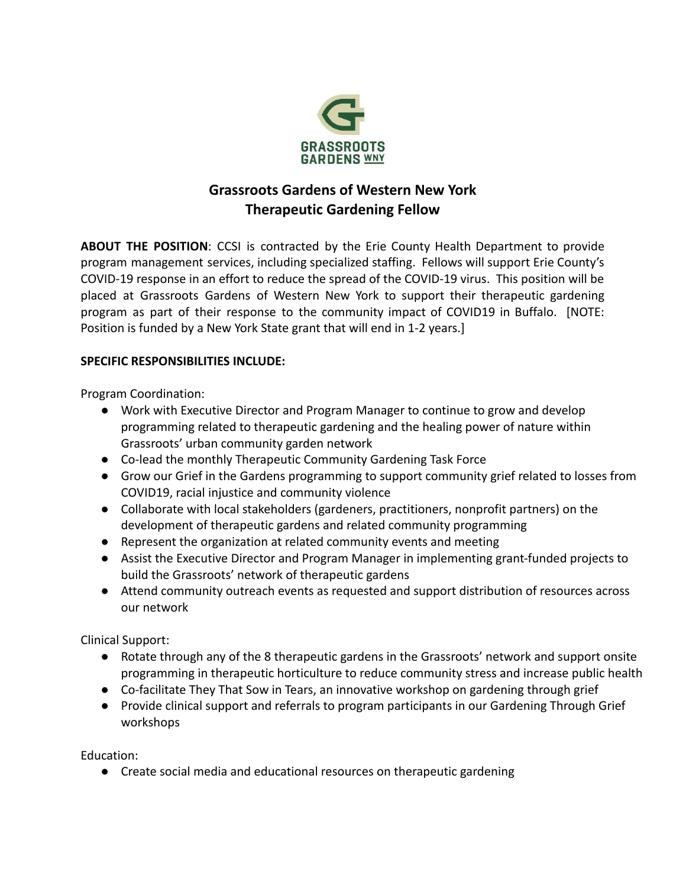# Grassroots Gardens of Western New York
## Therapeutic Gardening Fellow

**ABOUT THE POSITION**: CCSI is contracted by the Erie County Health Department to provide program management services, including specialized staffing. Fellows will support Erie County's COVID-19 response in an effort to reduce the spread of the COVID-19 virus. This position will be placed at Grassroots Gardens of Western New York to support their therapeutic gardening program as part of their response to the community impact of COVID19 in Buffalo. [NOTE: Position is funded by a New York State grant that will end in 1-2 years.]

**SPECIFIC RESPONSIBILITIES INCLUDE:**

Program Coordination:

- Work with Executive Director and Program Manager to continue to grow and develop programming related to therapeutic gardening and the healing power of nature within Grassroots' urban community garden network
- Co-lead the monthly Therapeutic Community Gardening Task Force
- Grow our Grief in the Gardens programming to support community grief related to losses from COVID19, racial injustice and community violence
- Collaborate with local stakeholders (gardeners, practitioners, nonprofit partners) on the development of therapeutic gardens and related community programming
- Represent the organization at related community events and meeting
- Assist the Executive Director and Program Manager in implementing grant-funded projects to build the Grassroots' network of therapeutic gardens
- Attend community outreach events as requested and support distribution of resources across our network

Clinical Support:

- Rotate through any of the 8 therapeutic gardens in the Grassroots' network and support onsite programming in therapeutic horticulture to reduce community stress and increase public health
- Co-facilitate They That Sow in Tears, an innovative workshop on gardening through grief
- Provide clinical support and referrals to program participants in our Gardening Through Grief workshops

Education:

- Create social media and educational resources on therapeutic gardening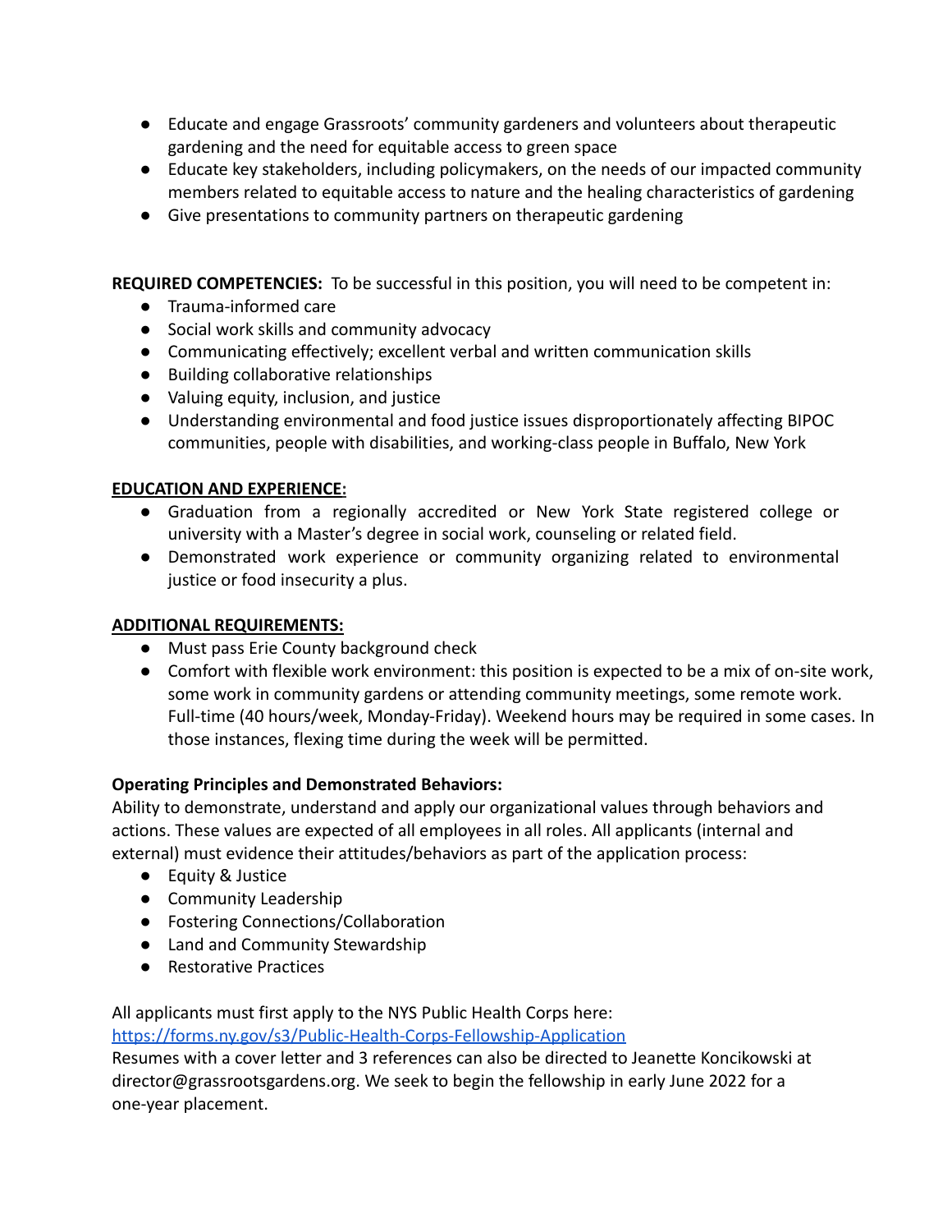- Educate and engage Grassroots' community gardeners and volunteers about therapeutic gardening and the need for equitable access to green space
- Educate key stakeholders, including policymakers, on the needs of our impacted community members related to equitable access to nature and the healing characteristics of gardening
- Give presentations to community partners on therapeutic gardening

**REQUIRED COMPETENCIES:** To be successful in this position, you will need to be competent in:

- Trauma-informed care
- Social work skills and community advocacy
- Communicating effectively; excellent verbal and written communication skills
- Building collaborative relationships
- Valuing equity, inclusion, and justice
- Understanding environmental and food justice issues disproportionately affecting BIPOC communities, people with disabilities, and working-class people in Buffalo, New York

**EDUCATION AND EXPERIENCE:**

- Graduation from a regionally accredited or New York State registered college or university with a Master's degree in social work, counseling or related field.
- Demonstrated work experience or community organizing related to environmental justice or food insecurity a plus.

**ADDITIONAL REQUIREMENTS:**

- Must pass Erie County background check
- Comfort with flexible work environment: this position is expected to be a mix of on-site work, some work in community gardens or attending community meetings, some remote work. Full-time (40 hours/week, Monday-Friday). Weekend hours may be required in some cases. In those instances, flexing time during the week will be permitted.

**Operating Principles and Demonstrated Behaviors:**

Ability to demonstrate, understand and apply our organizational values through behaviors and actions. These values are expected of all employees in all roles. All applicants (internal and external) must evidence their attitudes/behaviors as part of the application process:

- Equity & Justice
- Community Leadership
- Fostering Connections/Collaboration
- Land and Community Stewardship
- Restorative Practices

All applicants must first apply to the NYS Public Health Corps here:
[https://forms.ny.gov/s3/Public-Health-Corps-Fellowship-Application](https://forms.ny.gov/s3/Public-Health-Corps-Fellowship-Application)
Resumes with a cover letter and 3 references can also be directed to Jeanette Koncikowski at director@grassrootsgardens.org. We seek to begin the fellowship in early June 2022 for a one-year placement.